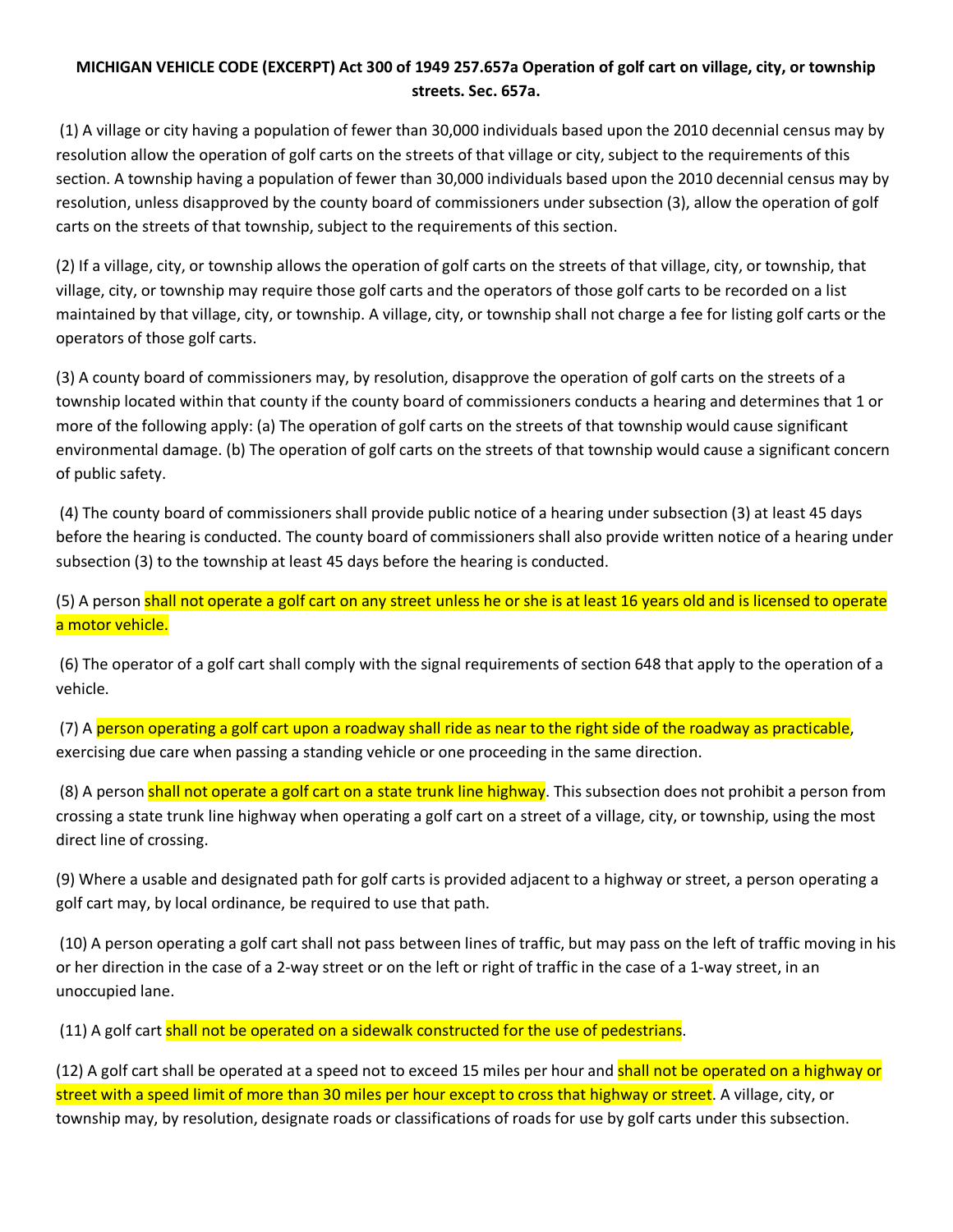**MICHIGAN VEHICLE CODE (EXCERPT) Act 300 of 1949 257.657a Operation of golf cart on village, city, or township streets. Sec. 657a.**

(1) A village or city having a population of fewer than 30,000 individuals based upon the 2010 decennial census may by resolution allow the operation of golf carts on the streets of that village or city, subject to the requirements of this section. A township having a population of fewer than 30,000 individuals based upon the 2010 decennial census may by resolution, unless disapproved by the county board of commissioners under subsection (3), allow the operation of golf carts on the streets of that township, subject to the requirements of this section.

(2) If a village, city, or township allows the operation of golf carts on the streets of that village, city, or township, that village, city, or township may require those golf carts and the operators of those golf carts to be recorded on a list maintained by that village, city, or township. A village, city, or township shall not charge a fee for listing golf carts or the operators of those golf carts.

(3) A county board of commissioners may, by resolution, disapprove the operation of golf carts on the streets of a township located within that county if the county board of commissioners conducts a hearing and determines that 1 or more of the following apply: (a) The operation of golf carts on the streets of that township would cause significant environmental damage. (b) The operation of golf carts on the streets of that township would cause a significant concern of public safety.

(4) The county board of commissioners shall provide public notice of a hearing under subsection (3) at least 45 days before the hearing is conducted. The county board of commissioners shall also provide written notice of a hearing under subsection (3) to the township at least 45 days before the hearing is conducted.

(5) A person shall not operate a golf cart on any street unless he or she is at least 16 years old and is licensed to operate a motor vehicle.

(6) The operator of a golf cart shall comply with the signal requirements of section 648 that apply to the operation of a vehicle.

(7) A person operating a golf cart upon a roadway shall ride as near to the right side of the roadway as practicable, exercising due care when passing a standing vehicle or one proceeding in the same direction.

(8) A person shall not operate a golf cart on a state trunk line highway. This subsection does not prohibit a person from crossing a state trunk line highway when operating a golf cart on a street of a village, city, or township, using the most direct line of crossing.

(9) Where a usable and designated path for golf carts is provided adjacent to a highway or street, a person operating a golf cart may, by local ordinance, be required to use that path.

(10) A person operating a golf cart shall not pass between lines of traffic, but may pass on the left of traffic moving in his or her direction in the case of a 2-way street or on the left or right of traffic in the case of a 1-way street, in an unoccupied lane.

(11) A golf cart shall not be operated on a sidewalk constructed for the use of pedestrians.

(12) A golf cart shall be operated at a speed not to exceed 15 miles per hour and shall not be operated on a highway or street with a speed limit of more than 30 miles per hour except to cross that highway or street. A village, city, or township may, by resolution, designate roads or classifications of roads for use by golf carts under this subsection.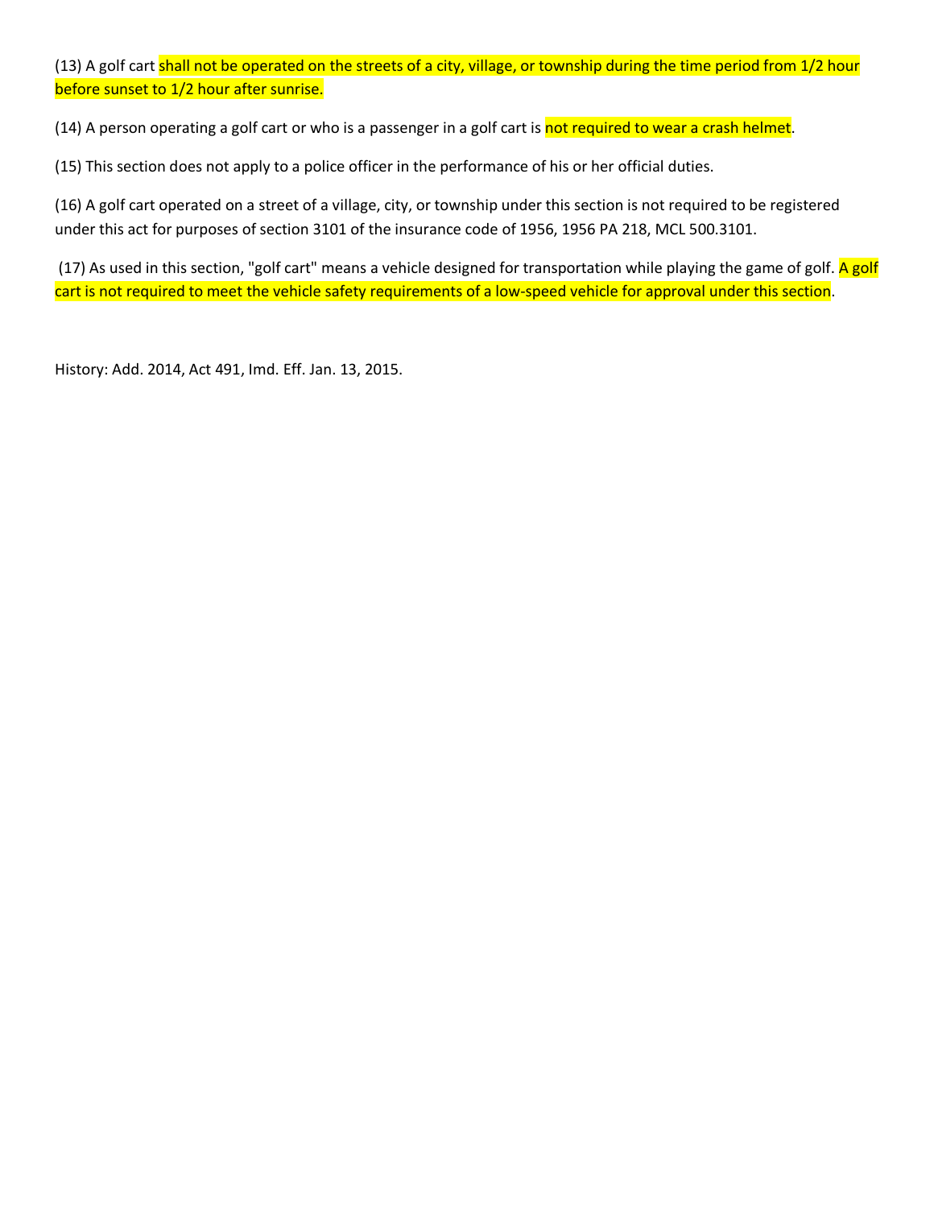(13) A golf cart shall not be operated on the streets of a city, village, or township during the time period from 1/2 hour before sunset to 1/2 hour after sunrise.

(14) A person operating a golf cart or who is a passenger in a golf cart is not required to wear a crash helmet.

(15) This section does not apply to a police officer in the performance of his or her official duties.

(16) A golf cart operated on a street of a village, city, or township under this section is not required to be registered under this act for purposes of section 3101 of the insurance code of 1956, 1956 PA 218, MCL 500.3101.

(17) As used in this section, "golf cart" means a vehicle designed for transportation while playing the game of golf. A golf cart is not required to meet the vehicle safety requirements of a low-speed vehicle for approval under this section.

History: Add. 2014, Act 491, Imd. Eff. Jan. 13, 2015.